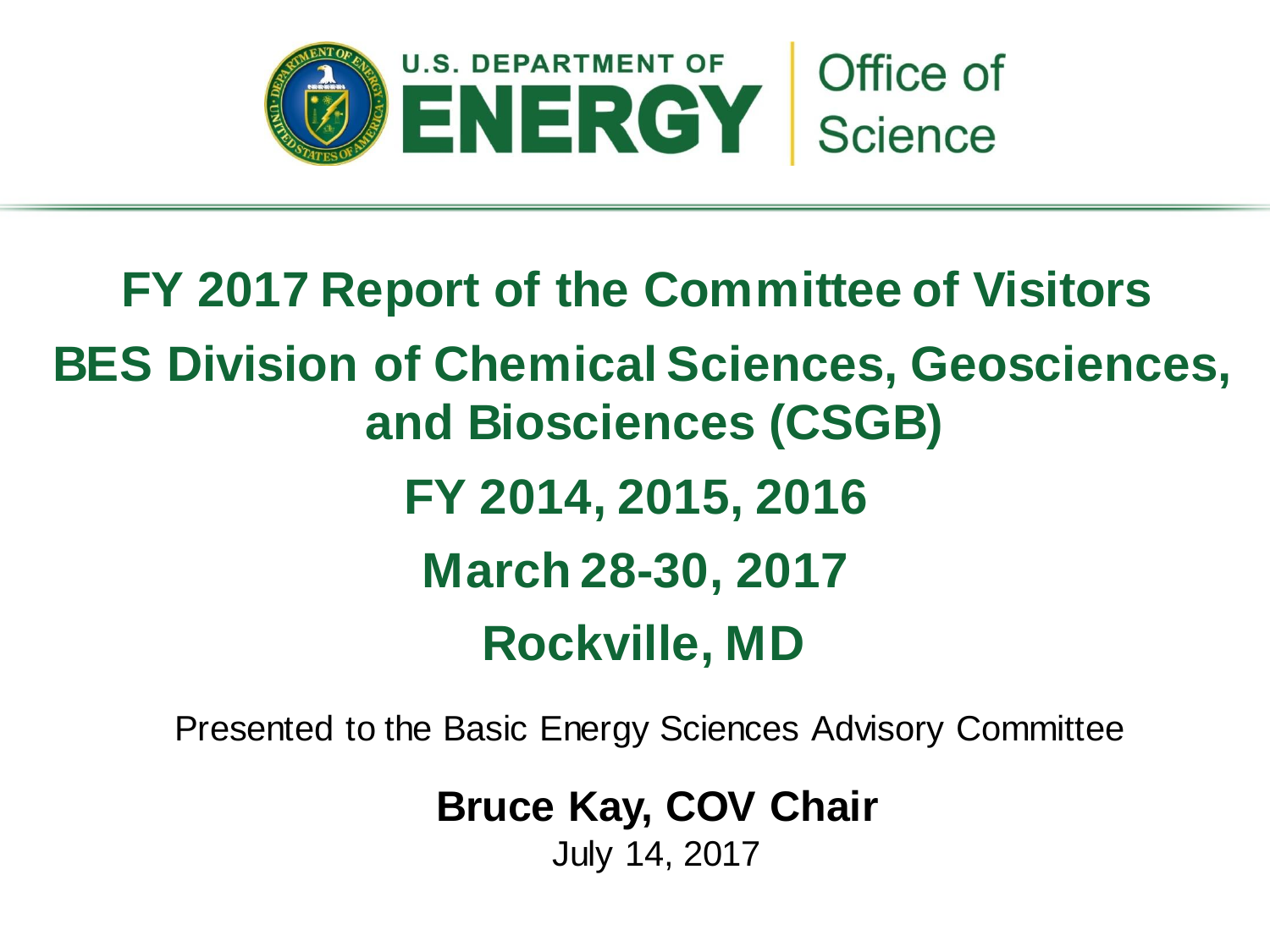U.S. DEPARTMENT OF ENERGY | Office of Science

# FY 2017 Report of the Committee of Visitors

## BES Division of Chemical Sciences, Geosciences, and Biosciences (CSGB)

## FY 2014, 2015, 2016

## March 28-30, 2017

## Rockville, MD

Presented to the Basic Energy Sciences Advisory Committee

**Bruce Kay, COV Chair**

July 14, 2017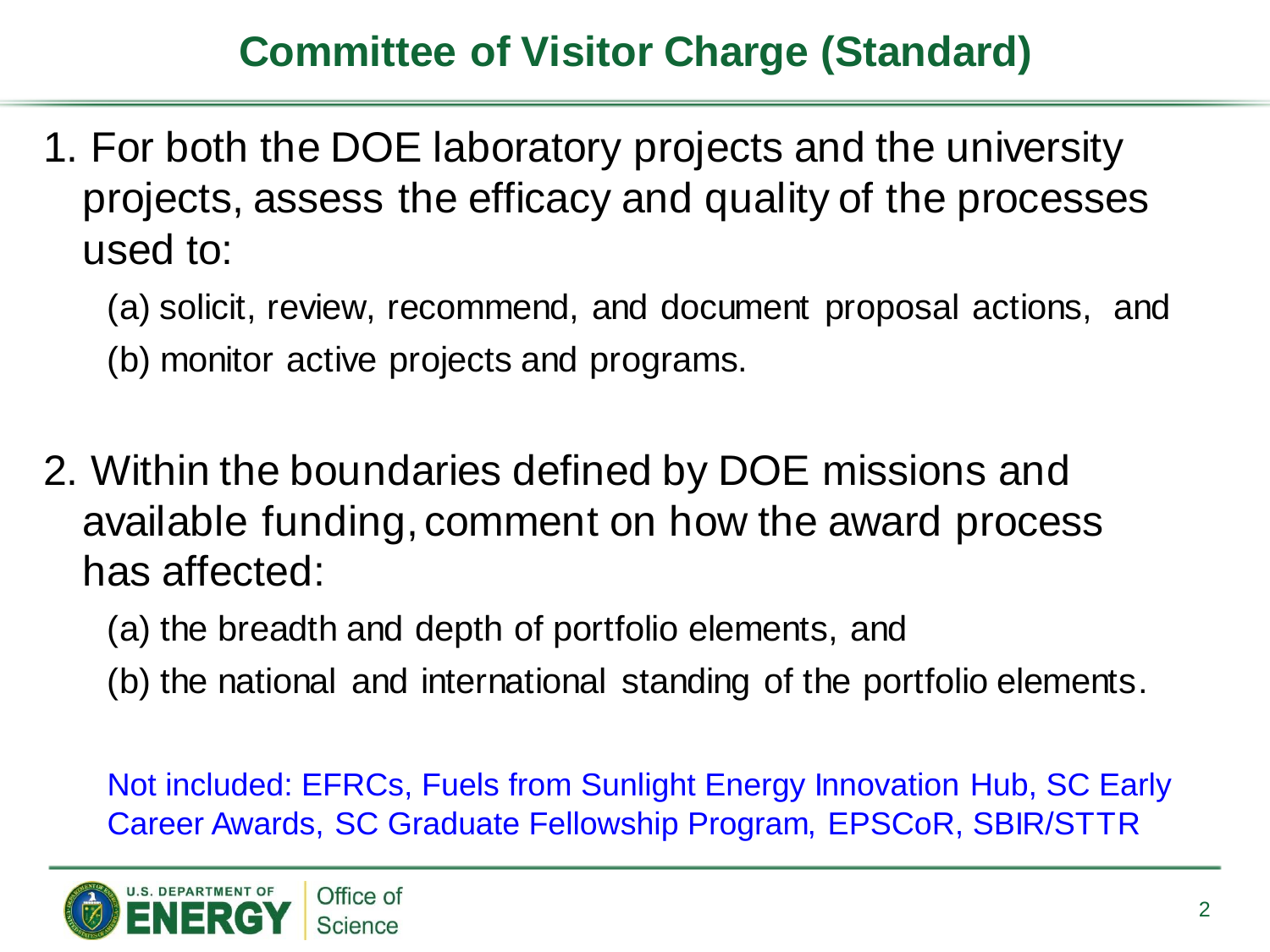# Committee of Visitor Charge (Standard)

1. For both the DOE laboratory projects and the university projects, assess the efficacy and quality of the processes used to:

   (a) solicit, review, recommend, and document proposal actions, and

   (b) monitor active projects and programs.

2. Within the boundaries defined by DOE missions and available funding, comment on how the award process has affected:

   (a) the breadth and depth of portfolio elements, and

   (b) the national and international standing of the portfolio elements.

Not included: EFRCs, Fuels from Sunlight Energy Innovation Hub, SC Early Career Awards, SC Graduate Fellowship Program, EPSCoR, SBIR/STTR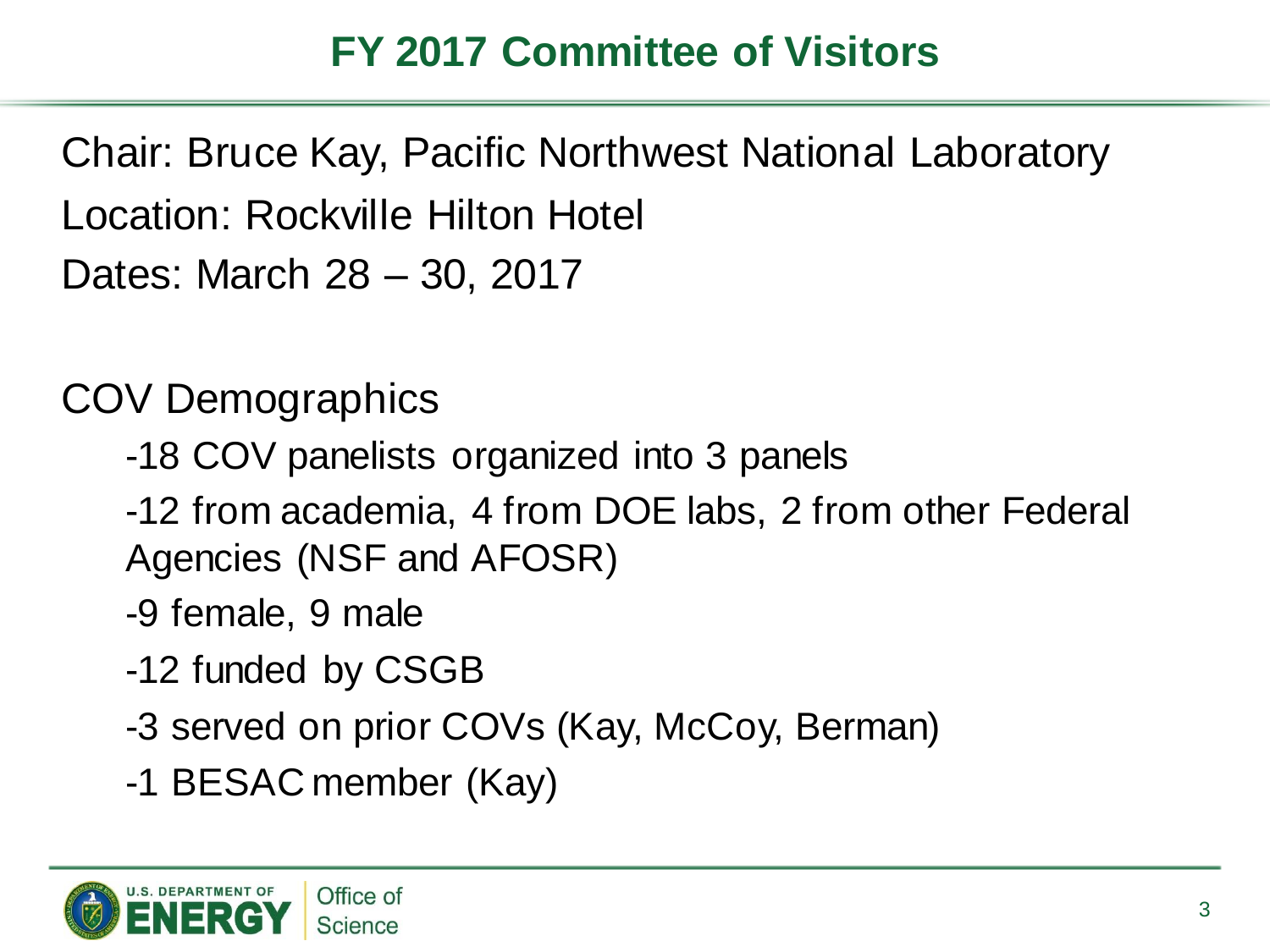# FY 2017 Committee of Visitors

Chair: Bruce Kay, Pacific Northwest National Laboratory

Location: Rockville Hilton Hotel

Dates: March 28 – 30, 2017

COV Demographics

- 18 COV panelists organized into 3 panels
- 12 from academia, 4 from DOE labs, 2 from other Federal Agencies (NSF and AFOSR)
- 9 female, 9 male
- 12 funded by CSGB
- 3 served on prior COVs (Kay, McCoy, Berman)
- 1 BESAC member (Kay)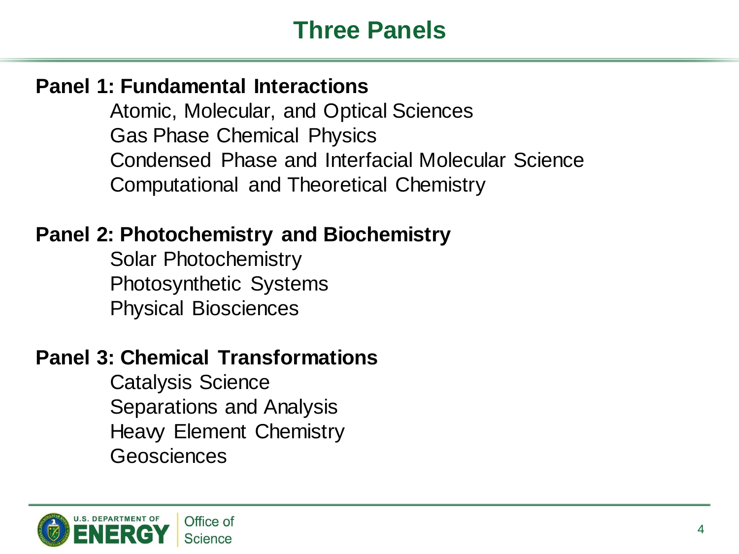# Three Panels

**Panel 1: Fundamental Interactions**

- Atomic, Molecular, and Optical Sciences
- Gas Phase Chemical Physics
- Condensed Phase and Interfacial Molecular Science
- Computational and Theoretical Chemistry

**Panel 2: Photochemistry and Biochemistry**

- Solar Photochemistry
- Photosynthetic Systems
- Physical Biosciences

**Panel 3: Chemical Transformations**

- Catalysis Science
- Separations and Analysis
- Heavy Element Chemistry
- Geosciences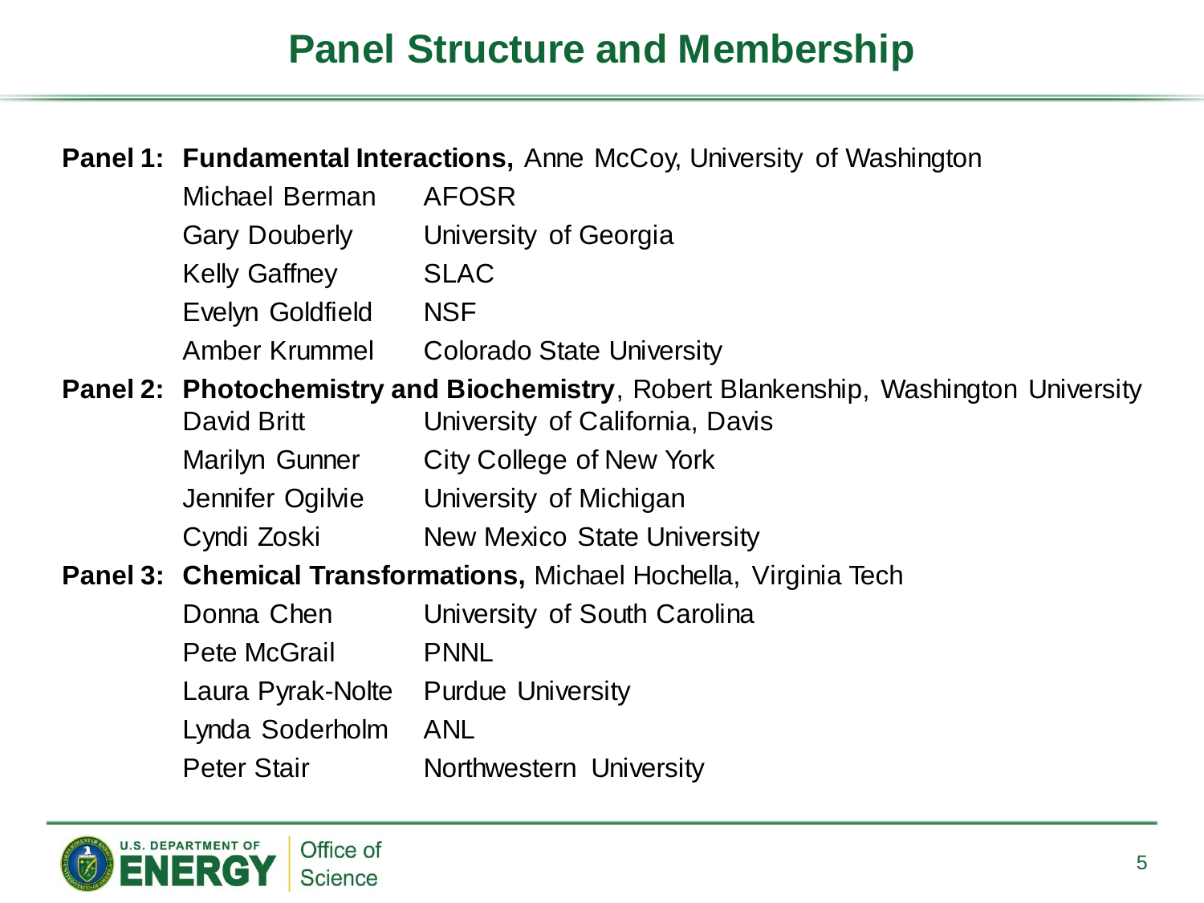# Panel Structure and Membership

**Panel 1: Fundamental Interactions,** Anne McCoy, University of Washington

| | |
|---|---|
| Michael Berman | AFOSR |
| Gary Douberly | University of Georgia |
| Kelly Gaffney | SLAC |
| Evelyn Goldfield | NSF |
| Amber Krummel | Colorado State University |

**Panel 2: Photochemistry and Biochemistry**, Robert Blankenship, Washington University

| | |
|---|---|
| David Britt | University of California, Davis |
| Marilyn Gunner | City College of New York |
| Jennifer Ogilvie | University of Michigan |
| Cyndi Zoski | New Mexico State University |

**Panel 3: Chemical Transformations,** Michael Hochella, Virginia Tech

| | |
|---|---|
| Donna Chen | University of South Carolina |
| Pete McGrail | PNNL |
| Laura Pyrak-Nolte | Purdue University |
| Lynda Soderholm | ANL |
| Peter Stair | Northwestern University |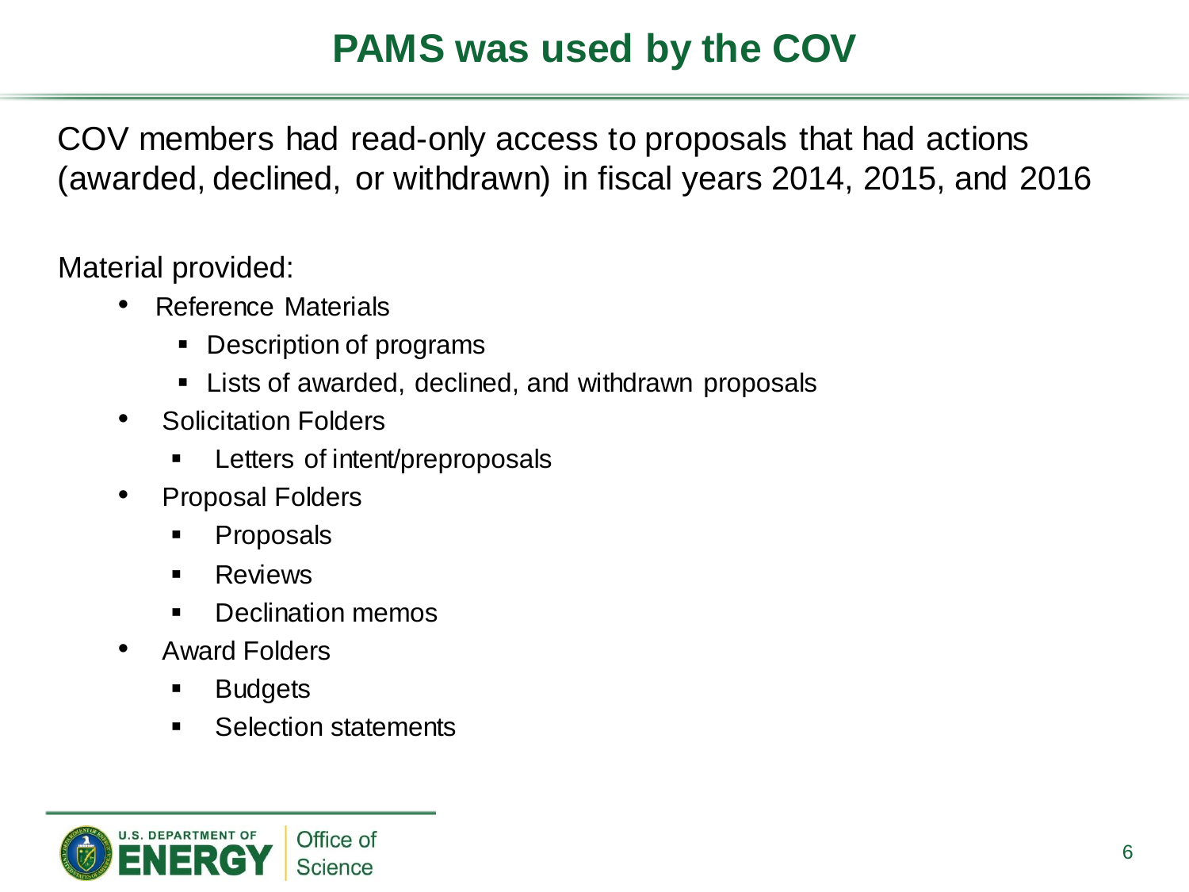# PAMS was used by the COV

COV members had read-only access to proposals that had actions (awarded, declined, or withdrawn) in fiscal years 2014, 2015, and 2016

Material provided:

- Reference Materials
  - Description of programs
  - Lists of awarded, declined, and withdrawn proposals
- Solicitation Folders
  - Letters of intent/preproposals
- Proposal Folders
  - Proposals
  - Reviews
  - Declination memos
- Award Folders
  - Budgets
  - Selection statements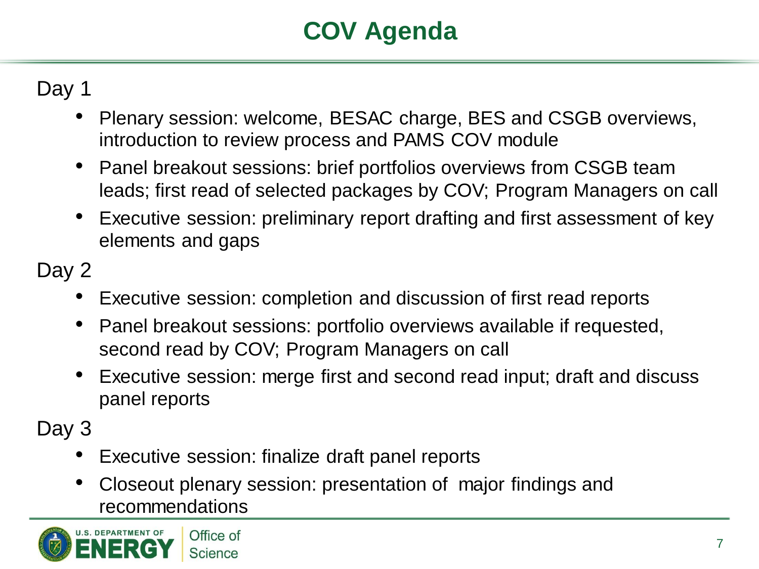# COV Agenda

Day 1

- Plenary session: welcome, BESAC charge, BES and CSGB overviews, introduction to review process and PAMS COV module
- Panel breakout sessions: brief portfolios overviews from CSGB team leads; first read of selected packages by COV; Program Managers on call
- Executive session: preliminary report drafting and first assessment of key elements and gaps

Day 2

- Executive session: completion and discussion of first read reports
- Panel breakout sessions: portfolio overviews available if requested, second read by COV; Program Managers on call
- Executive session: merge first and second read input; draft and discuss panel reports

Day 3

- Executive session: finalize draft panel reports
- Closeout plenary session: presentation of major findings and recommendations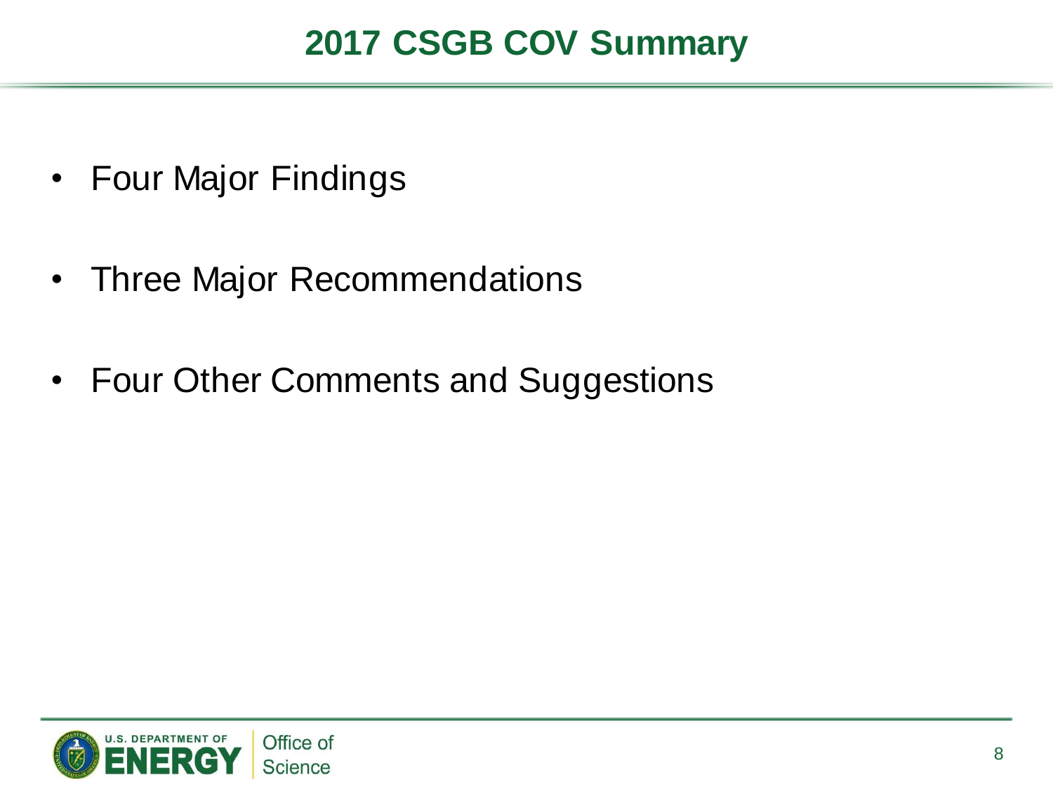# 2017 CSGB COV Summary

- Four Major Findings
- Three Major Recommendations
- Four Other Comments and Suggestions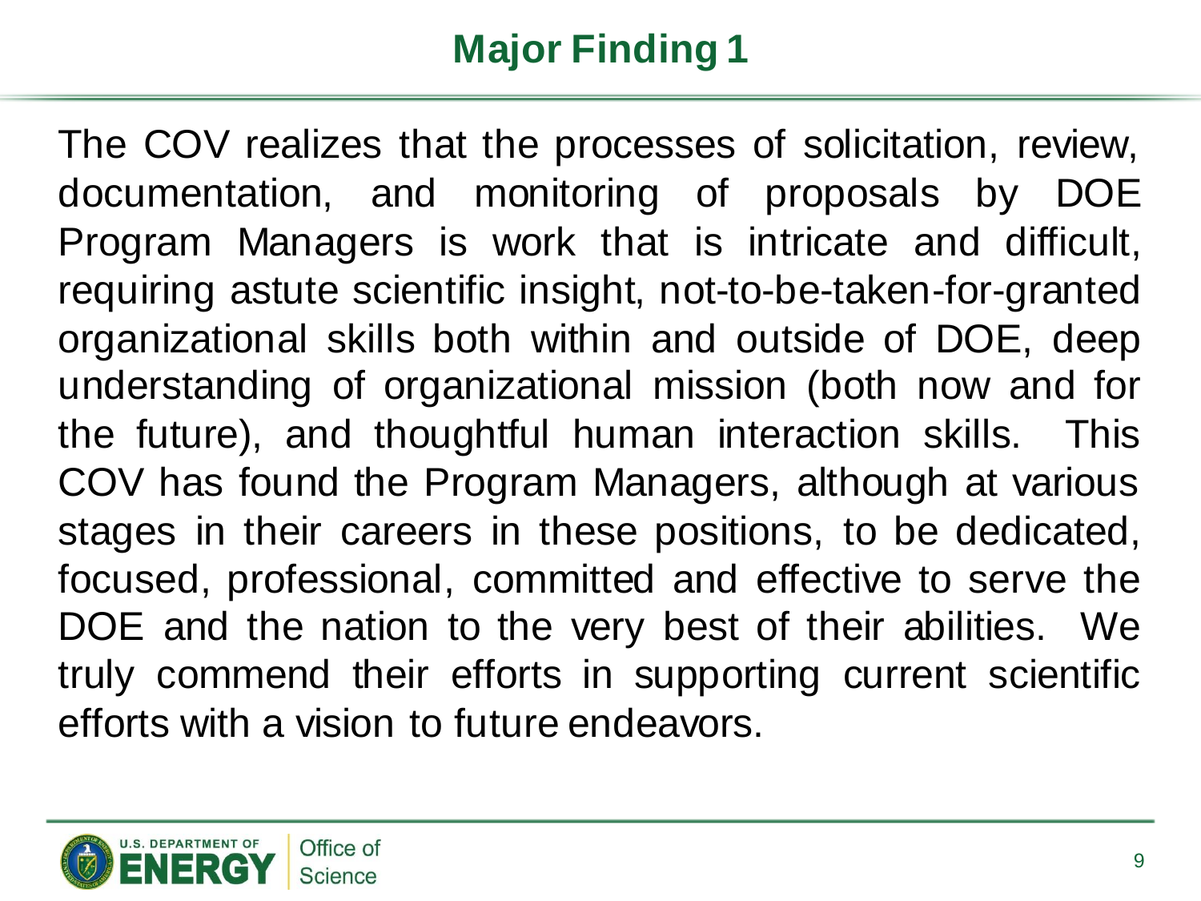# Major Finding 1

The COV realizes that the processes of solicitation, review, documentation, and monitoring of proposals by DOE Program Managers is work that is intricate and difficult, requiring astute scientific insight, not-to-be-taken-for-granted organizational skills both within and outside of DOE, deep understanding of organizational mission (both now and for the future), and thoughtful human interaction skills. This COV has found the Program Managers, although at various stages in their careers in these positions, to be dedicated, focused, professional, committed and effective to serve the DOE and the nation to the very best of their abilities. We truly commend their efforts in supporting current scientific efforts with a vision to future endeavors.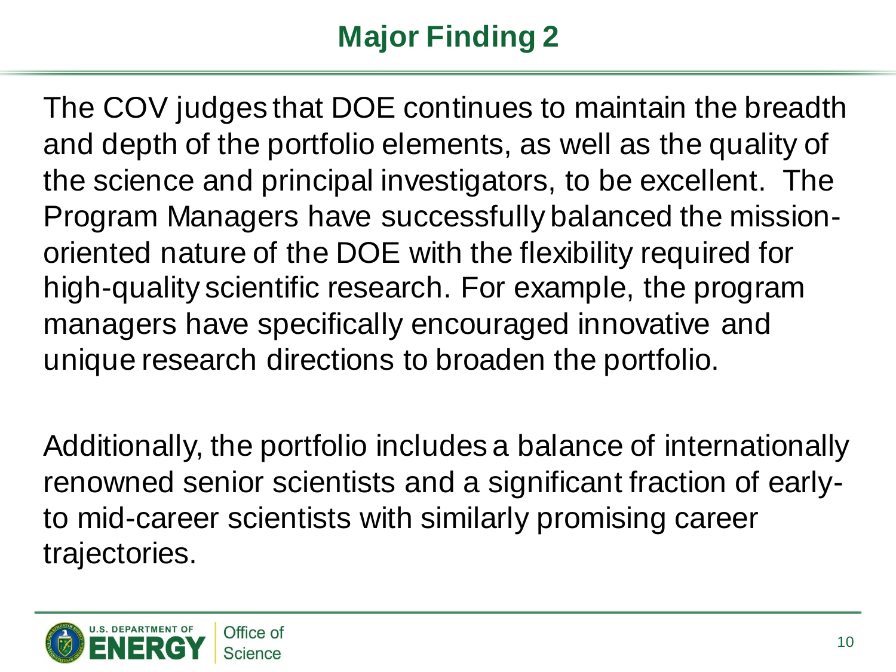# Major Finding 2

The COV judges that DOE continues to maintain the breadth and depth of the portfolio elements, as well as the quality of the science and principal investigators, to be excellent. The Program Managers have successfully balanced the mission-oriented nature of the DOE with the flexibility required for high-quality scientific research. For example, the program managers have specifically encouraged innovative and unique research directions to broaden the portfolio.

Additionally, the portfolio includes a balance of internationally renowned senior scientists and a significant fraction of early- to mid-career scientists with similarly promising career trajectories.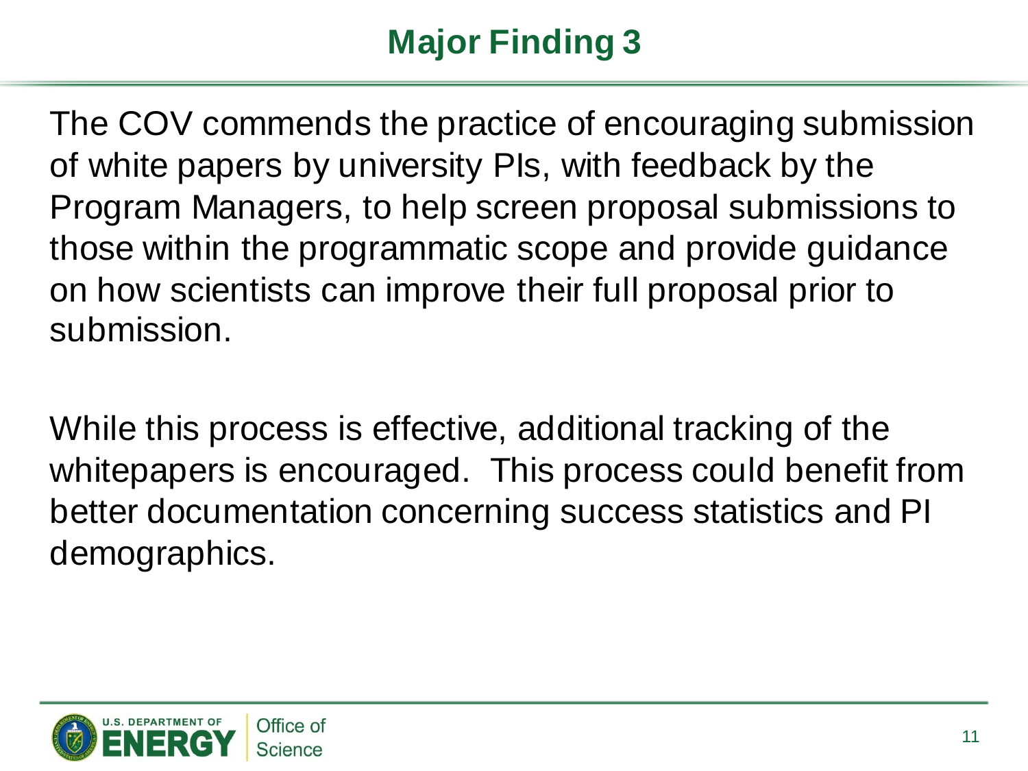# Major Finding 3

The COV commends the practice of encouraging submission of white papers by university PIs, with feedback by the Program Managers, to help screen proposal submissions to those within the programmatic scope and provide guidance on how scientists can improve their full proposal prior to submission.

While this process is effective, additional tracking of the whitepapers is encouraged. This process could benefit from better documentation concerning success statistics and PI demographics.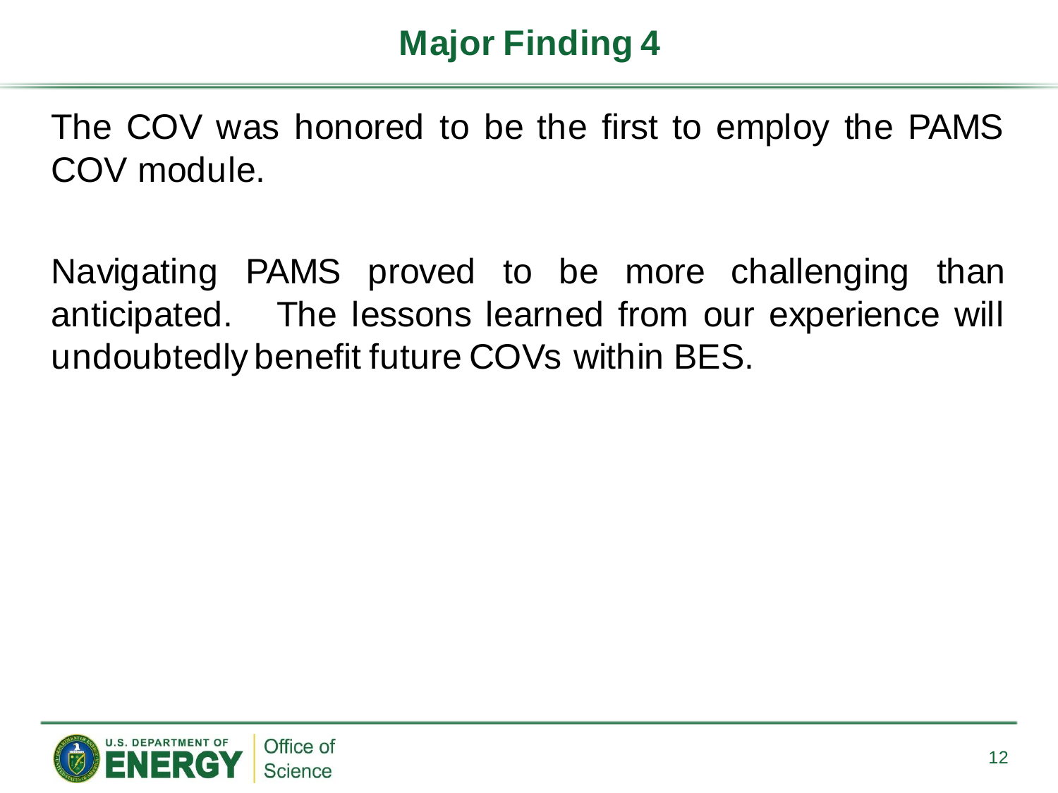# Major Finding 4

The COV was honored to be the first to employ the PAMS COV module.

Navigating PAMS proved to be more challenging than anticipated. The lessons learned from our experience will undoubtedly benefit future COVs within BES.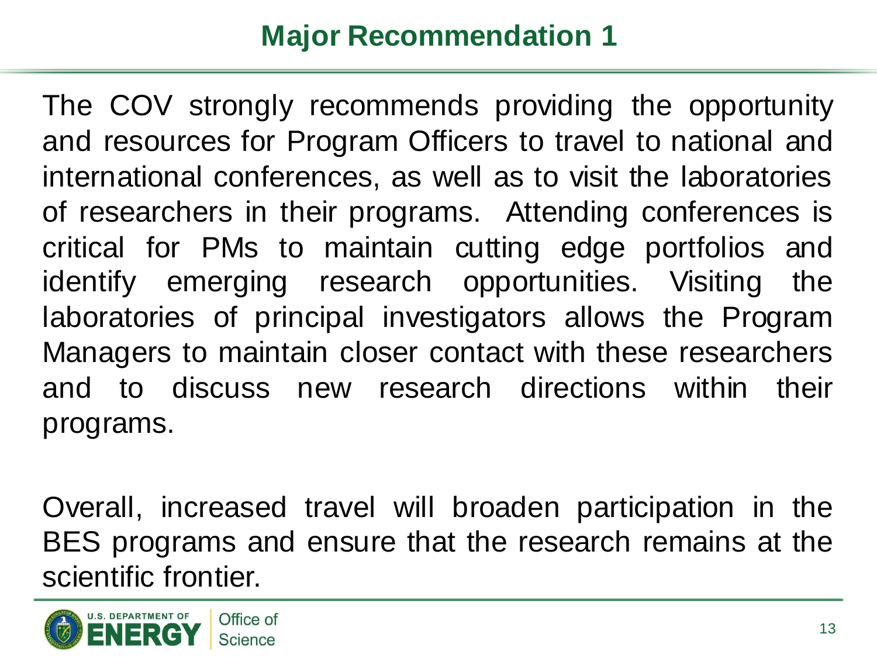# Major Recommendation 1

The COV strongly recommends providing the opportunity and resources for Program Officers to travel to national and international conferences, as well as to visit the laboratories of researchers in their programs.  Attending conferences is critical for PMs to maintain cutting edge portfolios and identify emerging research opportunities. Visiting the laboratories of principal investigators allows the Program Managers to maintain closer contact with these researchers and to discuss new research directions within their programs.

Overall, increased travel will broaden participation in the BES programs and ensure that the research remains at the scientific frontier.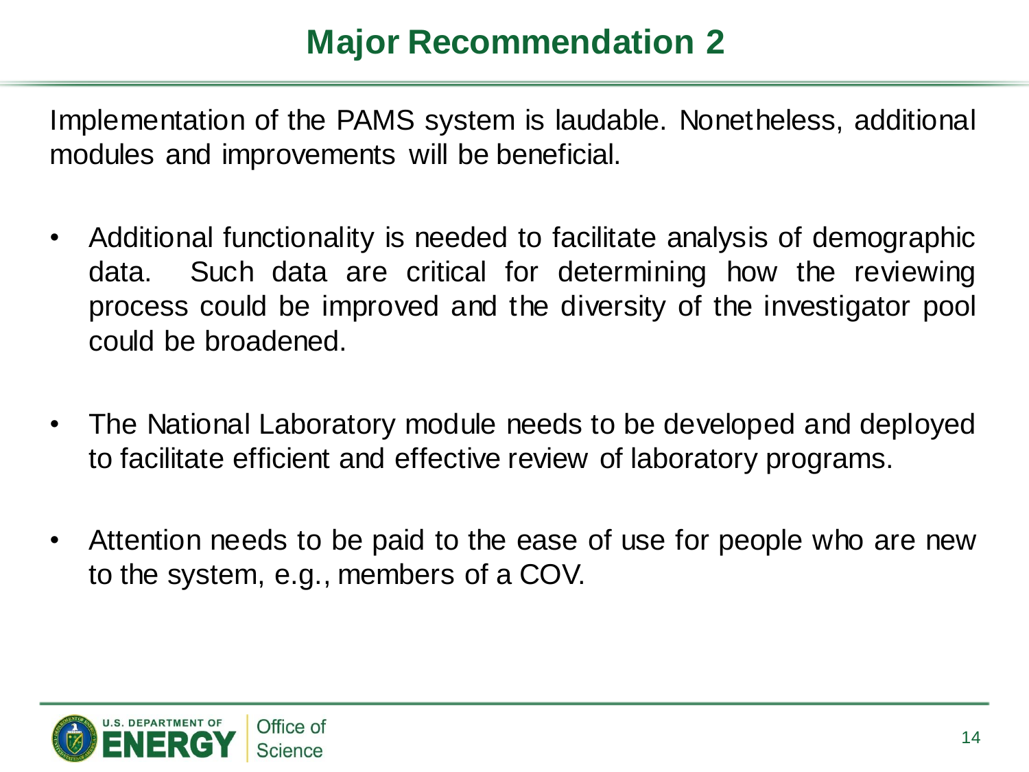# Major Recommendation 2

Implementation of the PAMS system is laudable. Nonetheless, additional modules and improvements will be beneficial.

- Additional functionality is needed to facilitate analysis of demographic data. Such data are critical for determining how the reviewing process could be improved and the diversity of the investigator pool could be broadened.
- The National Laboratory module needs to be developed and deployed to facilitate efficient and effective review of laboratory programs.
- Attention needs to be paid to the ease of use for people who are new to the system, e.g., members of a COV.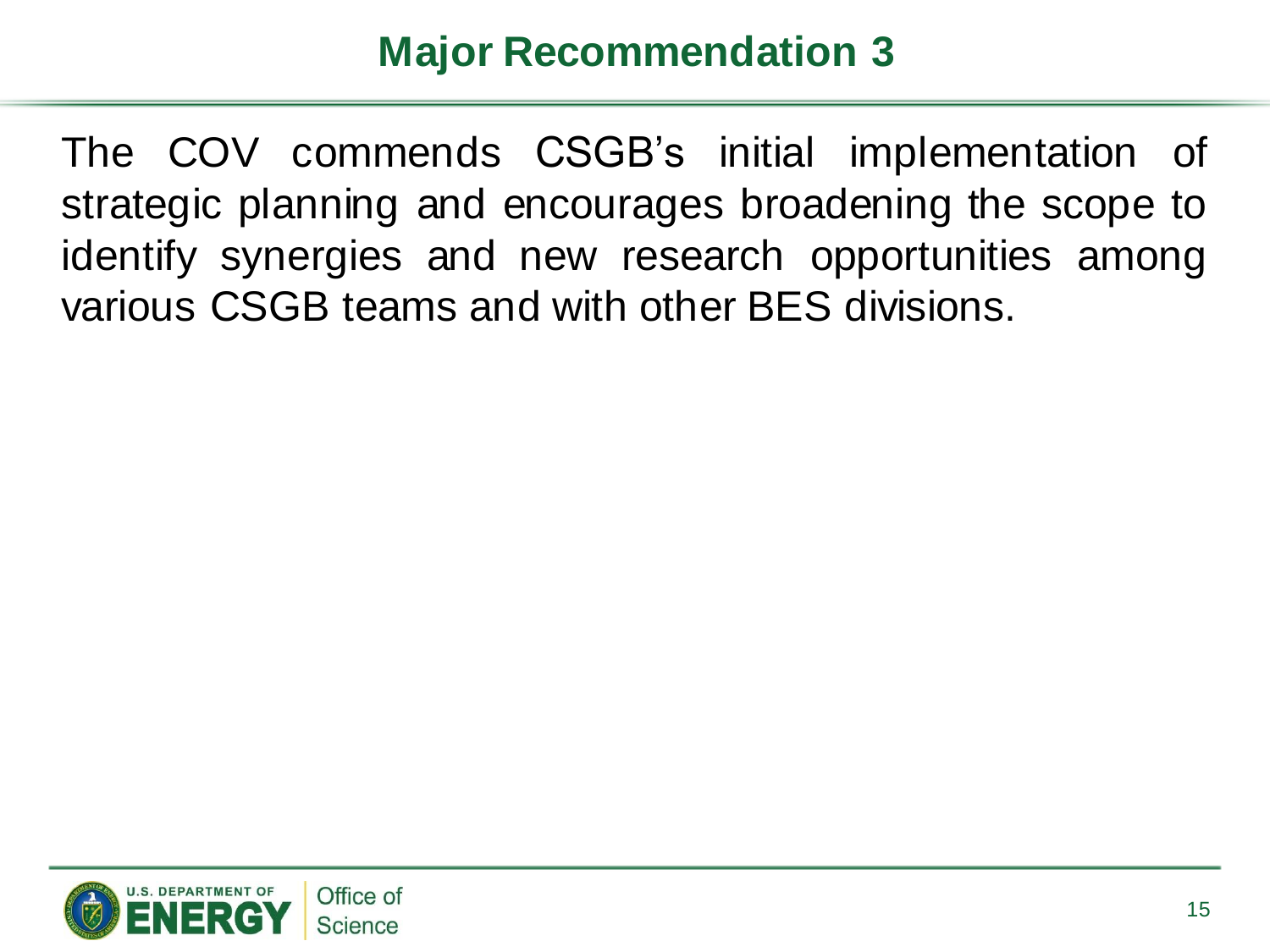# Major Recommendation 3

The COV commends CSGB's initial implementation of strategic planning and encourages broadening the scope to identify synergies and new research opportunities among various CSGB teams and with other BES divisions.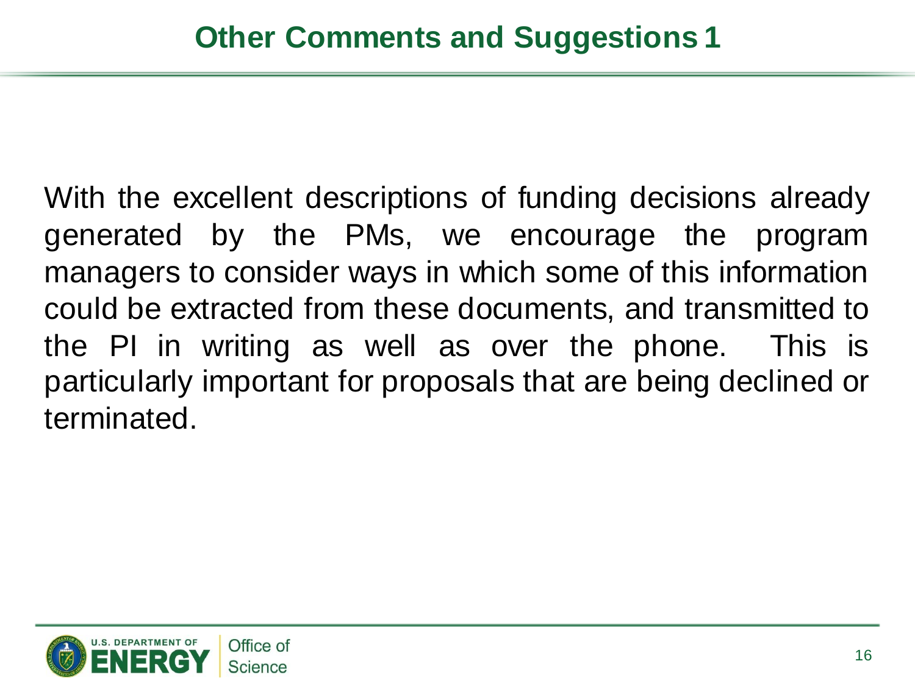# Other Comments and Suggestions 1

With the excellent descriptions of funding decisions already generated by the PMs, we encourage the program managers to consider ways in which some of this information could be extracted from these documents, and transmitted to the PI in writing as well as over the phone. This is particularly important for proposals that are being declined or terminated.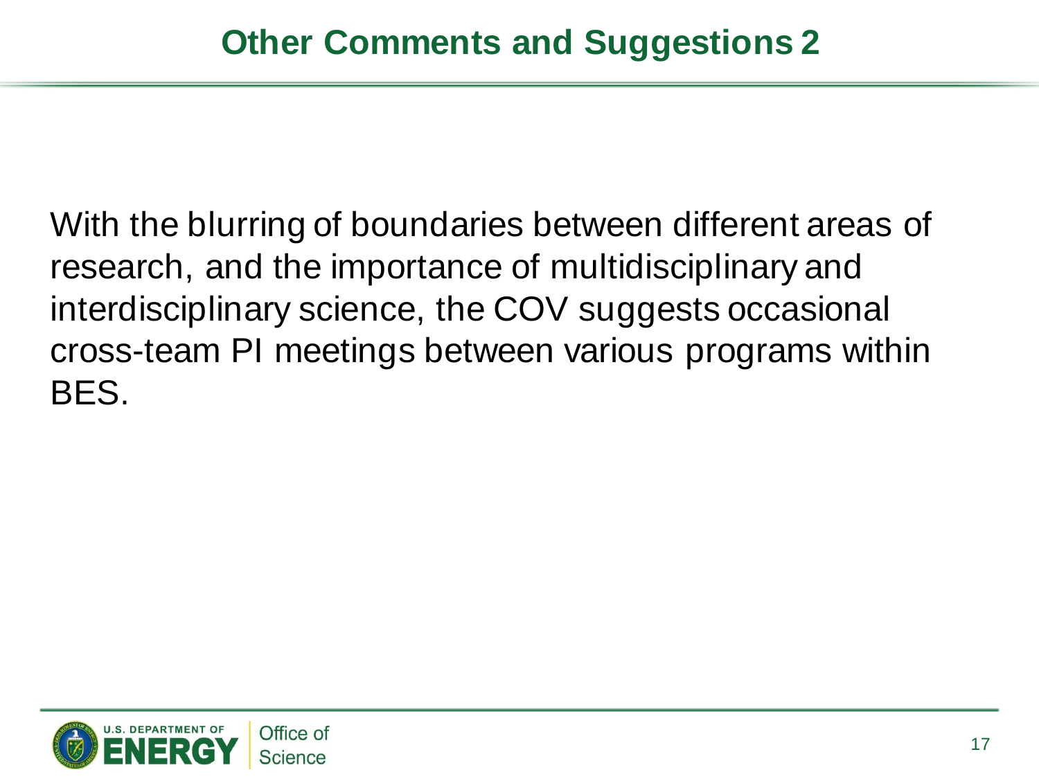# Other Comments and Suggestions 2

With the blurring of boundaries between different areas of research, and the importance of multidisciplinary and interdisciplinary science, the COV suggests occasional cross-team PI meetings between various programs within BES.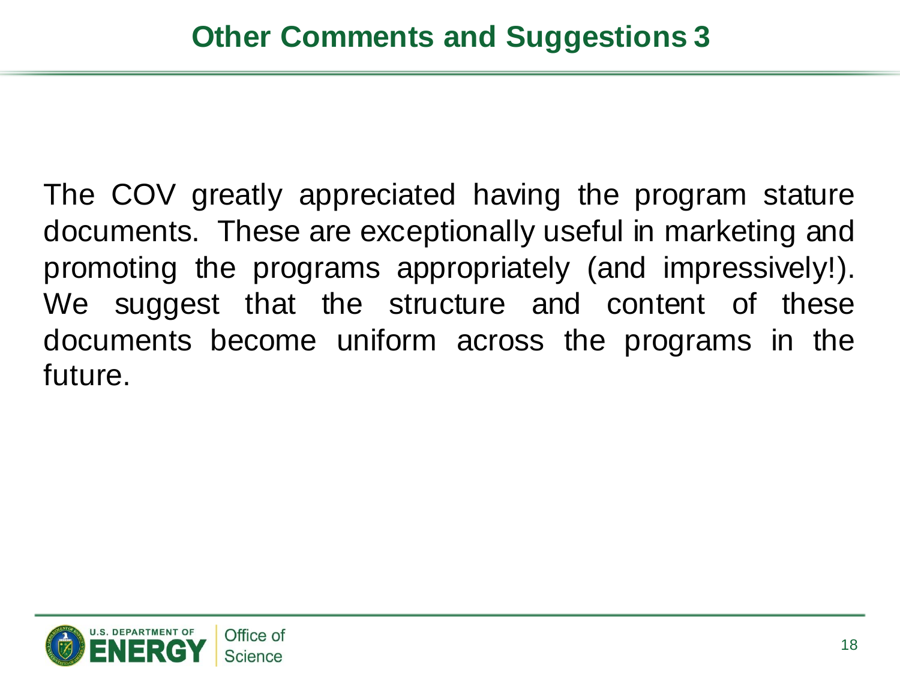# Other Comments and Suggestions 3

The COV greatly appreciated having the program stature documents. These are exceptionally useful in marketing and promoting the programs appropriately (and impressively!). We suggest that the structure and content of these documents become uniform across the programs in the future.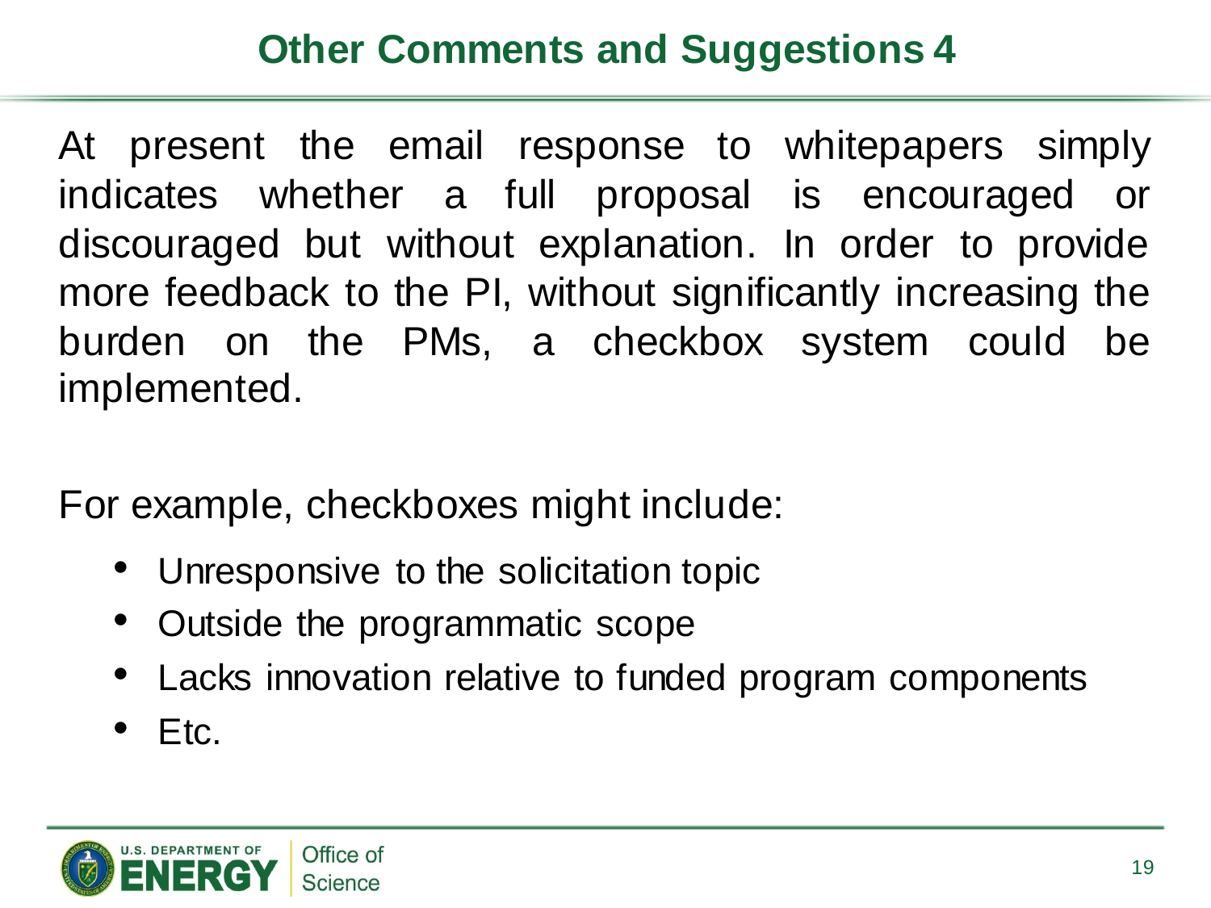# Other Comments and Suggestions 4

At present the email response to whitepapers simply indicates whether a full proposal is encouraged or discouraged but without explanation. In order to provide more feedback to the PI, without significantly increasing the burden on the PMs, a checkbox system could be implemented.

For example, checkboxes might include:

- Unresponsive to the solicitation topic
- Outside the programmatic scope
- Lacks innovation relative to funded program components
- Etc.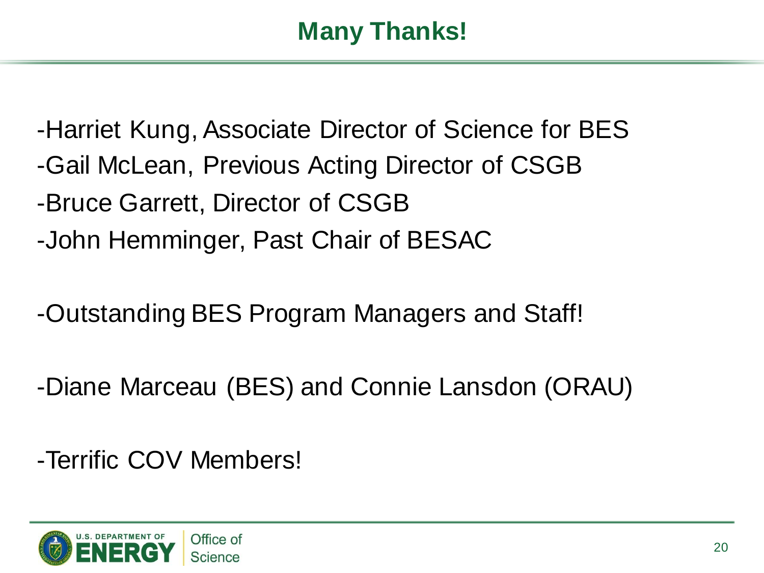# Many Thanks!

-Harriet Kung, Associate Director of Science for BES

-Gail McLean, Previous Acting Director of CSGB

-Bruce Garrett, Director of CSGB

-John Hemminger, Past Chair of BESAC

-Outstanding BES Program Managers and Staff!

-Diane Marceau (BES) and Connie Lansdon (ORAU)

-Terrific COV Members!